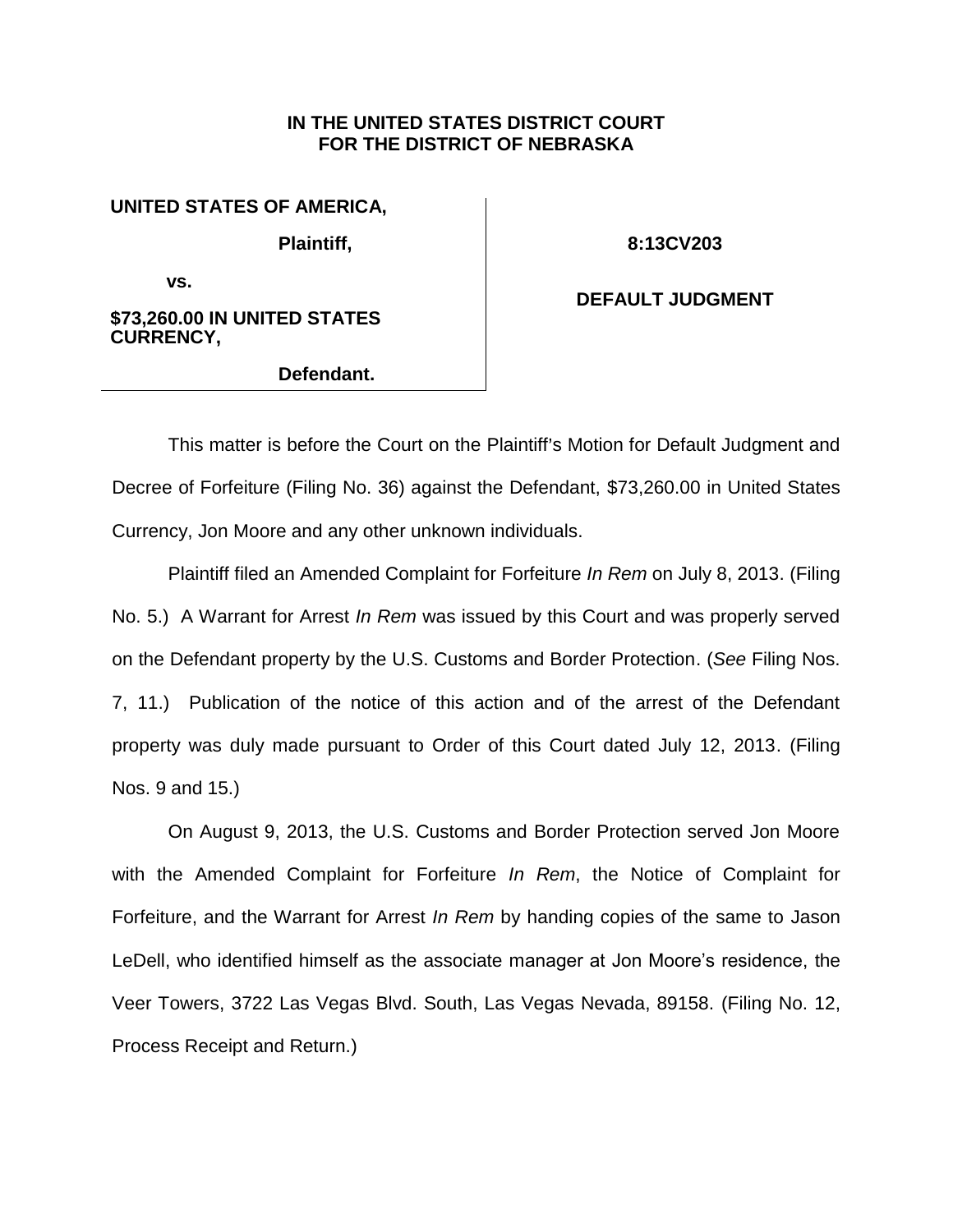**IN THE UNITED STATES DISTRICT COURT**
**FOR THE DISTRICT OF NEBRASKA**

**UNITED STATES OF AMERICA,**

**Plaintiff,**

**vs.**

**$73,260.00 IN UNITED STATES CURRENCY,**

**Defendant.**

**8:13CV203**

**DEFAULT JUDGMENT**

This matter is before the Court on the Plaintiff's Motion for Default Judgment and Decree of Forfeiture (Filing No. 36) against the Defendant, $73,260.00 in United States Currency, Jon Moore and any other unknown individuals.

Plaintiff filed an Amended Complaint for Forfeiture *In Rem* on July 8, 2013. (Filing No. 5.) A Warrant for Arrest *In Rem* was issued by this Court and was properly served on the Defendant property by the U.S. Customs and Border Protection. (*See* Filing Nos. 7, 11.) Publication of the notice of this action and of the arrest of the Defendant property was duly made pursuant to Order of this Court dated July 12, 2013. (Filing Nos. 9 and 15.)

On August 9, 2013, the U.S. Customs and Border Protection served Jon Moore with the Amended Complaint for Forfeiture *In Rem*, the Notice of Complaint for Forfeiture, and the Warrant for Arrest *In Rem* by handing copies of the same to Jason LeDell, who identified himself as the associate manager at Jon Moore's residence, the Veer Towers, 3722 Las Vegas Blvd. South, Las Vegas Nevada, 89158. (Filing No. 12, Process Receipt and Return.)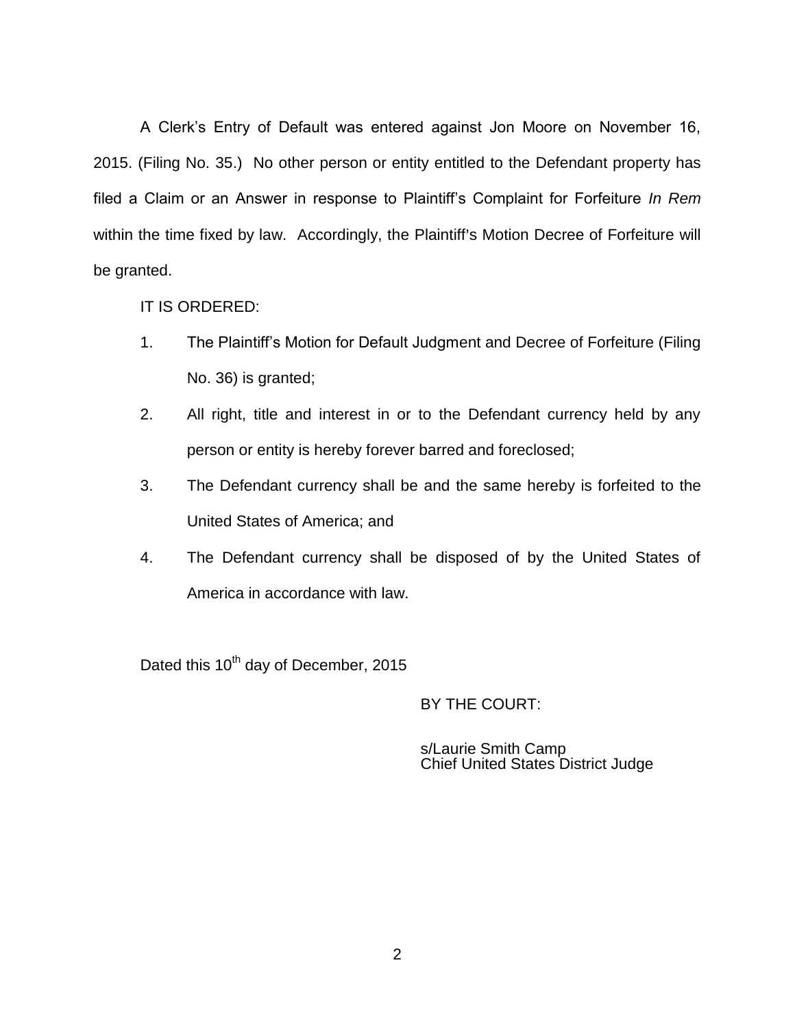A Clerk's Entry of Default was entered against Jon Moore on November 16, 2015. (Filing No. 35.) No other person or entity entitled to the Defendant property has filed a Claim or an Answer in response to Plaintiff's Complaint for Forfeiture *In Rem* within the time fixed by law. Accordingly, the Plaintiff's Motion Decree of Forfeiture will be granted.

IT IS ORDERED:

1. The Plaintiff's Motion for Default Judgment and Decree of Forfeiture (Filing No. 36) is granted;
2. All right, title and interest in or to the Defendant currency held by any person or entity is hereby forever barred and foreclosed;
3. The Defendant currency shall be and the same hereby is forfeited to the United States of America; and
4. The Defendant currency shall be disposed of by the United States of America in accordance with law.

Dated this 10th day of December, 2015

BY THE COURT:

s/Laurie Smith Camp
Chief United States District Judge